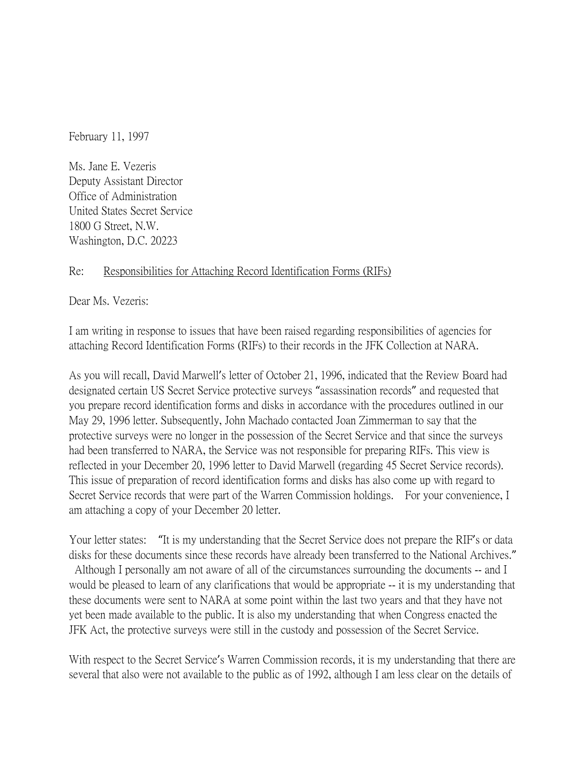February 11, 1997

Ms. Jane E. Vezeris
Deputy Assistant Director
Office of Administration
United States Secret Service
1800 G Street, N.W.
Washington, D.C. 20223

Re: Responsibilities for Attaching Record Identification Forms (RIFs)

Dear Ms. Vezeris:

I am writing in response to issues that have been raised regarding responsibilities of agencies for attaching Record Identification Forms (RIFs) to their records in the JFK Collection at NARA.

As you will recall, David Marwell's letter of October 21, 1996, indicated that the Review Board had designated certain US Secret Service protective surveys "assassination records" and requested that you prepare record identification forms and disks in accordance with the procedures outlined in our May 29, 1996 letter. Subsequently, John Machado contacted Joan Zimmerman to say that the protective surveys were no longer in the possession of the Secret Service and that since the surveys had been transferred to NARA, the Service was not responsible for preparing RIFs. This view is reflected in your December 20, 1996 letter to David Marwell (regarding 45 Secret Service records). This issue of preparation of record identification forms and disks has also come up with regard to Secret Service records that were part of the Warren Commission holdings. For your convenience, I am attaching a copy of your December 20 letter.

Your letter states: "It is my understanding that the Secret Service does not prepare the RIF's or data disks for these documents since these records have already been transferred to the National Archives." Although I personally am not aware of all of the circumstances surrounding the documents -- and I would be pleased to learn of any clarifications that would be appropriate -- it is my understanding that these documents were sent to NARA at some point within the last two years and that they have not yet been made available to the public. It is also my understanding that when Congress enacted the JFK Act, the protective surveys were still in the custody and possession of the Secret Service.

With respect to the Secret Service's Warren Commission records, it is my understanding that there are several that also were not available to the public as of 1992, although I am less clear on the details of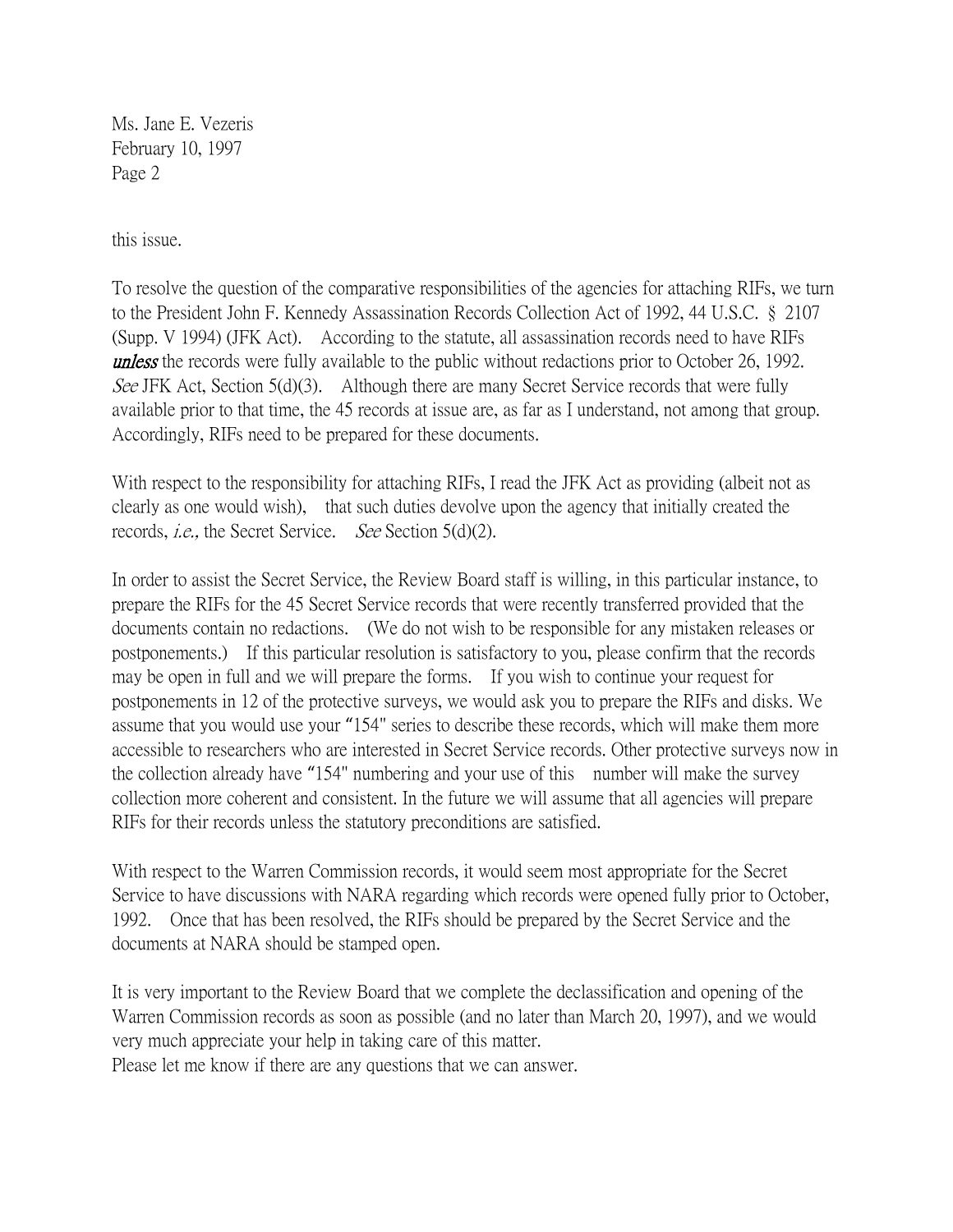this issue.

To resolve the question of the comparative responsibilities of the agencies for attaching RIFs, we turn to the President John F. Kennedy Assassination Records Collection Act of 1992, 44 U.S.C. § 2107 (Supp. V 1994) (JFK Act). According to the statute, all assassination records need to have RIFs ***unless*** the records were fully available to the public without redactions prior to October 26, 1992. *See* JFK Act, Section 5(d)(3). Although there are many Secret Service records that were fully available prior to that time, the 45 records at issue are, as far as I understand, not among that group. Accordingly, RIFs need to be prepared for these documents.

With respect to the responsibility for attaching RIFs, I read the JFK Act as providing (albeit not as clearly as one would wish), that such duties devolve upon the agency that initially created the records, *i.e.,* the Secret Service. *See* Section 5(d)(2).

In order to assist the Secret Service, the Review Board staff is willing, in this particular instance, to prepare the RIFs for the 45 Secret Service records that were recently transferred provided that the documents contain no redactions. (We do not wish to be responsible for any mistaken releases or postponements.) If this particular resolution is satisfactory to you, please confirm that the records may be open in full and we will prepare the forms. If you wish to continue your request for postponements in 12 of the protective surveys, we would ask you to prepare the RIFs and disks. We assume that you would use your "154" series to describe these records, which will make them more accessible to researchers who are interested in Secret Service records. Other protective surveys now in the collection already have "154" numbering and your use of this number will make the survey collection more coherent and consistent. In the future we will assume that all agencies will prepare RIFs for their records unless the statutory preconditions are satisfied.

With respect to the Warren Commission records, it would seem most appropriate for the Secret Service to have discussions with NARA regarding which records were opened fully prior to October, 1992. Once that has been resolved, the RIFs should be prepared by the Secret Service and the documents at NARA should be stamped open.

It is very important to the Review Board that we complete the declassification and opening of the Warren Commission records as soon as possible (and no later than March 20, 1997), and we would very much appreciate your help in taking care of this matter.
Please let me know if there are any questions that we can answer.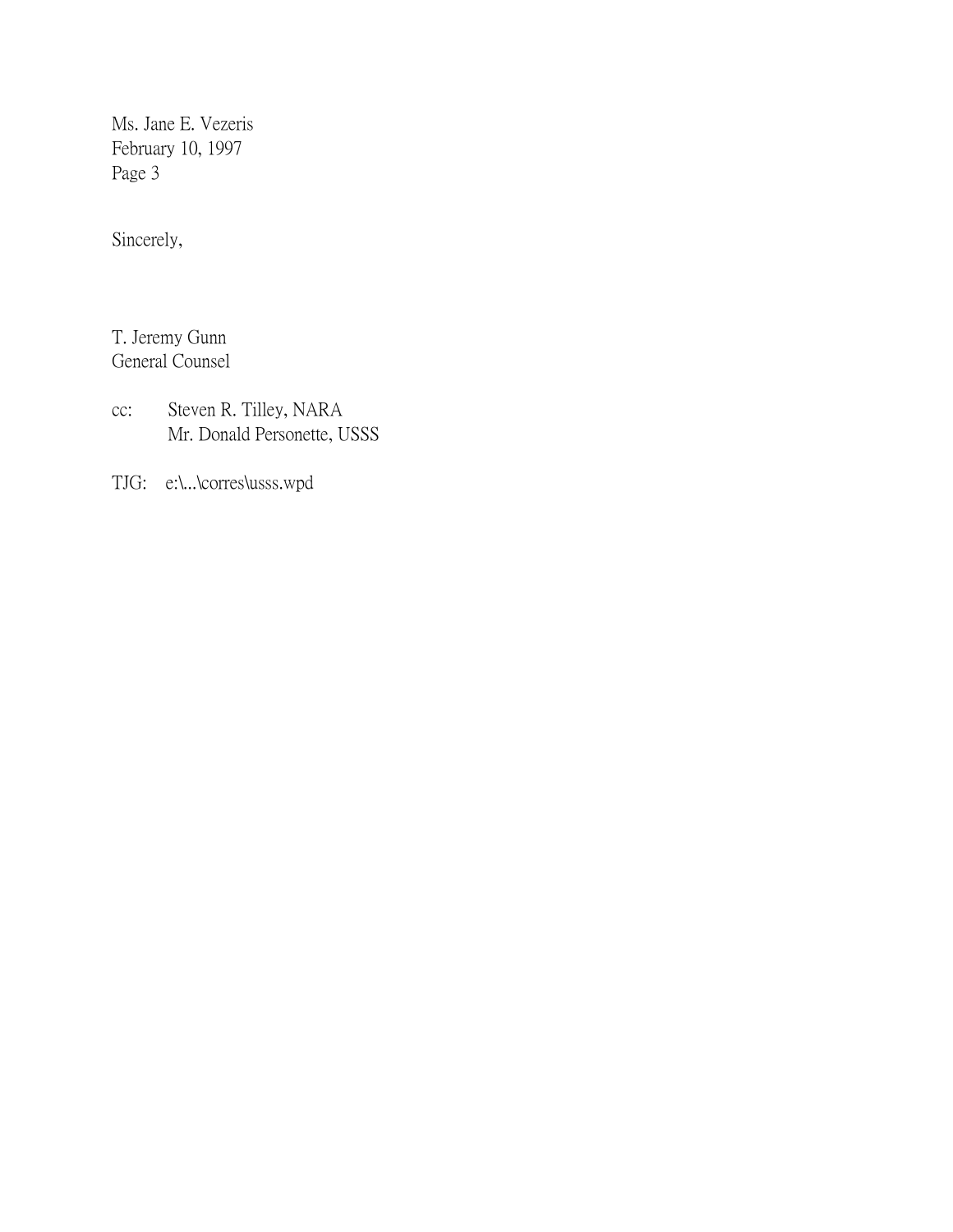Sincerely,

T. Jeremy Gunn
General Counsel

cc: Steven R. Tilley, NARA
Mr. Donald Personette, USSS

TJG: e:\...\corres\usss.wpd